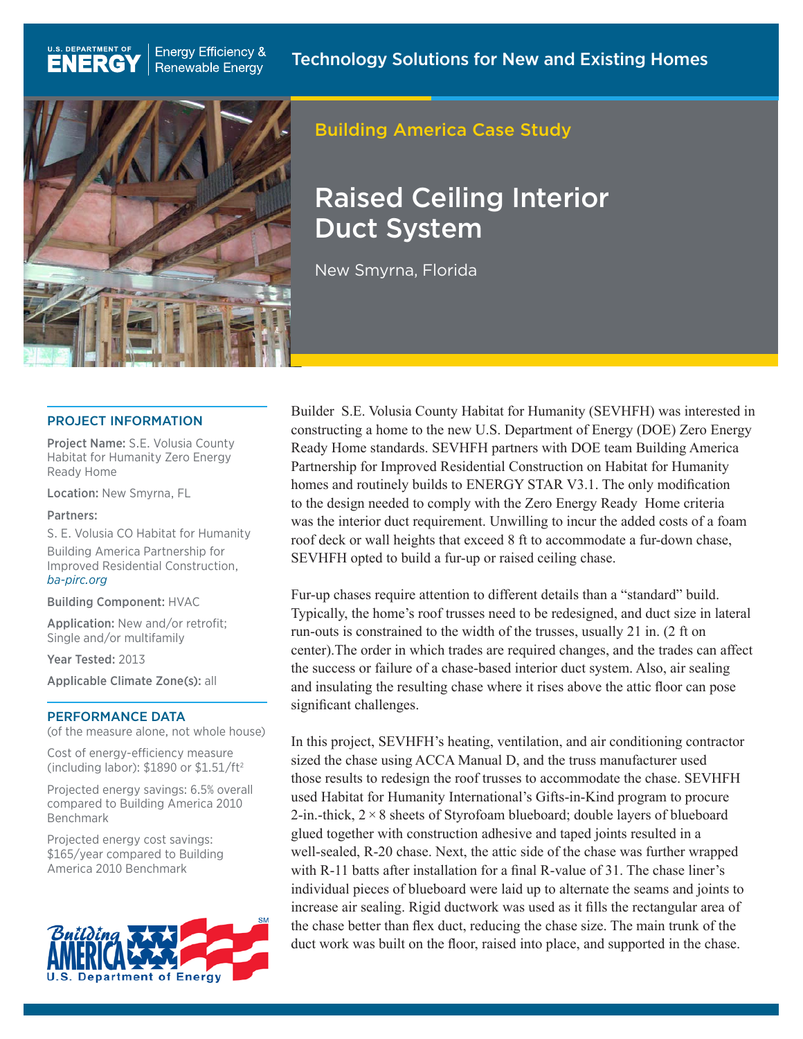U.S. DEPARTMENT OF ENERGY | Energy Efficiency & Renewable Energy

Technology Solutions for New and Existing Homes

Building America Case Study

# Raised Ceiling Interior Duct System

New Smyrna, Florida

## PROJECT INFORMATION

**Project Name:** S.E. Volusia County Habitat for Humanity Zero Energy Ready Home

**Location:** New Smyrna, FL

**Partners:**

S. E. Volusia CO Habitat for Humanity

Building America Partnership for Improved Residential Construction, *ba-pirc.org*

**Building Component:** HVAC

**Application:** New and/or retrofit; Single and/or multifamily

**Year Tested:** 2013

**Applicable Climate Zone(s):** all

## PERFORMANCE DATA

(of the measure alone, not whole house)

Cost of energy-efficiency measure (including labor): \$1890 or \$1.51/ft$^2$

Projected energy savings: 6.5% overall compared to Building America 2010 Benchmark

Projected energy cost savings: \$165/year compared to Building America 2010 Benchmark

Builder S.E. Volusia County Habitat for Humanity (SEVHFH) was interested in constructing a home to the new U.S. Department of Energy (DOE) Zero Energy Ready Home standards. SEVHFH partners with DOE team Building America Partnership for Improved Residential Construction on Habitat for Humanity homes and routinely builds to ENERGY STAR V3.1. The only modification to the design needed to comply with the Zero Energy Ready Home criteria was the interior duct requirement. Unwilling to incur the added costs of a foam roof deck or wall heights that exceed 8 ft to accommodate a fur-down chase, SEVHFH opted to build a fur-up or raised ceiling chase.

Fur-up chases require attention to different details than a "standard" build. Typically, the home's roof trusses need to be redesigned, and duct size in lateral run-outs is constrained to the width of the trusses, usually 21 in. (2 ft on center).The order in which trades are required changes, and the trades can affect the success or failure of a chase-based interior duct system. Also, air sealing and insulating the resulting chase where it rises above the attic floor can pose significant challenges.

In this project, SEVHFH's heating, ventilation, and air conditioning contractor sized the chase using ACCA Manual D, and the truss manufacturer used those results to redesign the roof trusses to accommodate the chase. SEVHFH used Habitat for Humanity International's Gifts-in-Kind program to procure 2-in.-thick, 2 × 8 sheets of Styrofoam blueboard; double layers of blueboard glued together with construction adhesive and taped joints resulted in a well-sealed, R-20 chase. Next, the attic side of the chase was further wrapped with R-11 batts after installation for a final R-value of 31. The chase liner's individual pieces of blueboard were laid up to alternate the seams and joints to increase air sealing. Rigid ductwork was used as it fills the rectangular area of the chase better than flex duct, reducing the chase size. The main trunk of the duct work was built on the floor, raised into place, and supported in the chase.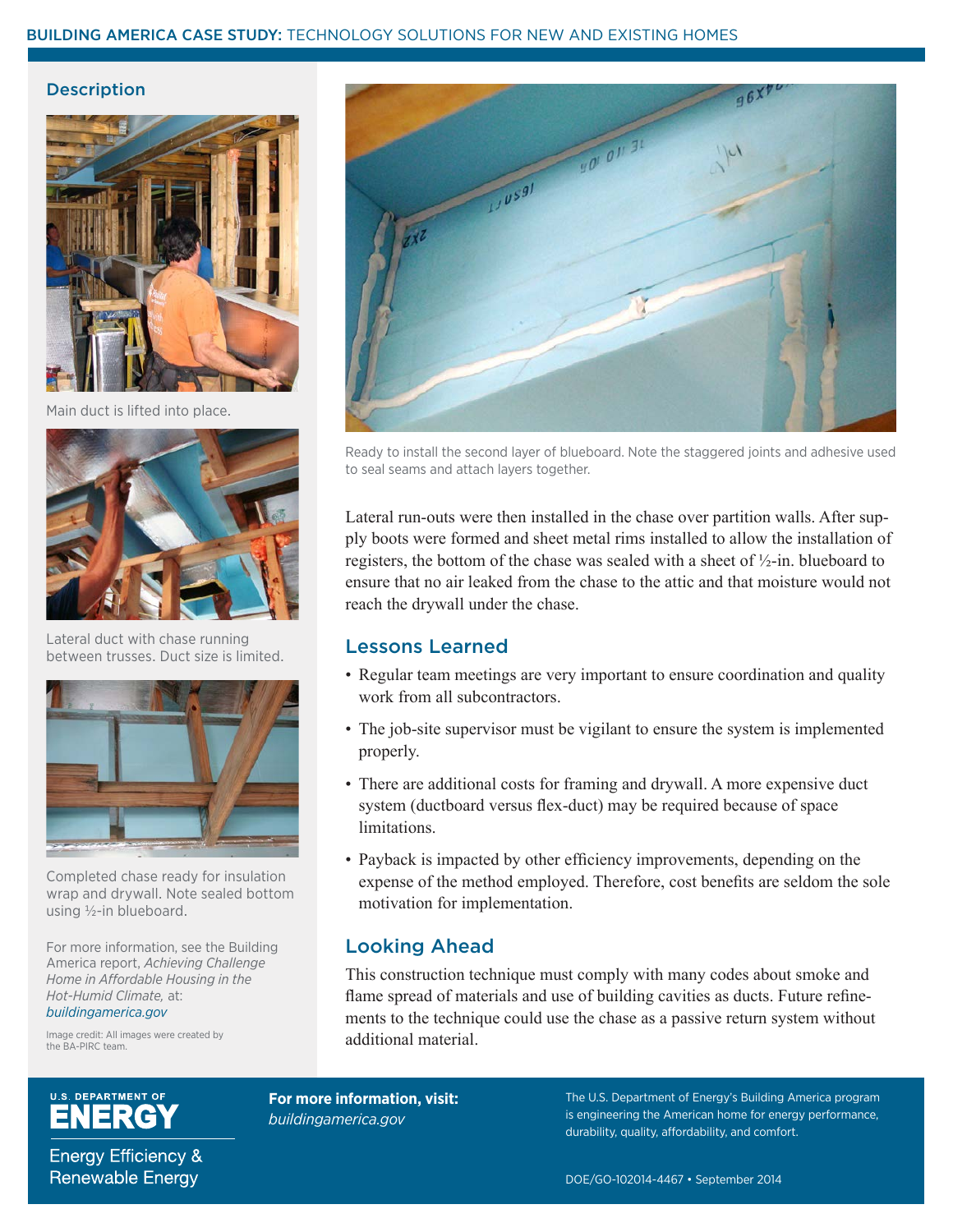## Description

Main duct is lifted into place.

Lateral duct with chase running between trusses. Duct size is limited.

Completed chase ready for insulation wrap and drywall. Note sealed bottom using ½-in blueboard.

For more information, see the Building America report, *Achieving Challenge Home in Affordable Housing in the Hot-Humid Climate,* at: *buildingamerica.gov*

Image credit: All images were created by the BA-PIRC team.

Ready to install the second layer of blueboard. Note the staggered joints and adhesive used to seal seams and attach layers together.

Lateral run-outs were then installed in the chase over partition walls. After supply boots were formed and sheet metal rims installed to allow the installation of registers, the bottom of the chase was sealed with a sheet of ½-in. blueboard to ensure that no air leaked from the chase to the attic and that moisture would not reach the drywall under the chase.

## Lessons Learned

- Regular team meetings are very important to ensure coordination and quality work from all subcontractors.
- The job-site supervisor must be vigilant to ensure the system is implemented properly.
- There are additional costs for framing and drywall. A more expensive duct system (ductboard versus flex-duct) may be required because of space limitations.
- Payback is impacted by other efficiency improvements, depending on the expense of the method employed. Therefore, cost benefits are seldom the sole motivation for implementation.

## Looking Ahead

This construction technique must comply with many codes about smoke and flame spread of materials and use of building cavities as ducts. Future refinements to the technique could use the chase as a passive return system without additional material.

U.S. DEPARTMENT OF ENERGY

Energy Efficiency & Renewable Energy

**For more information, visit:**
*buildingamerica.gov*

The U.S. Department of Energy's Building America program is engineering the American home for energy performance, durability, quality, affordability, and comfort.

DOE/GO-102014-4467 • September 2014